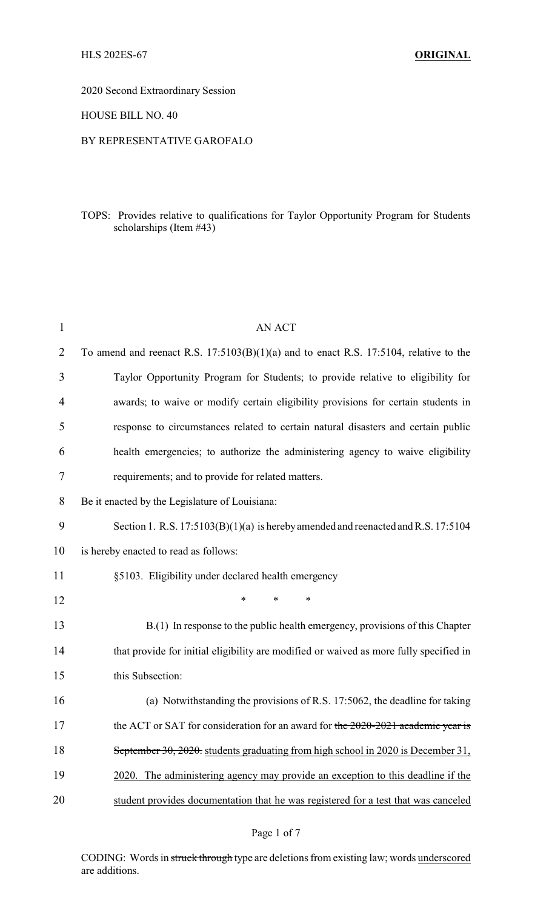HLS 202ES-67 **ORIGINAL**

2020 Second Extraordinary Session

HOUSE BILL NO. 40

BY REPRESENTATIVE GAROFALO

TOPS: Provides relative to qualifications for Taylor Opportunity Program for Students scholarships (Item #43)

AN ACT

To amend and reenact R.S. 17:5103(B)(1)(a) and to enact R.S. 17:5104, relative to the Taylor Opportunity Program for Students; to provide relative to eligibility for awards; to waive or modify certain eligibility provisions for certain students in response to circumstances related to certain natural disasters and certain public health emergencies; to authorize the administering agency to waive eligibility requirements; and to provide for related matters.

Be it enacted by the Legislature of Louisiana:

Section 1. R.S. 17:5103(B)(1)(a) is hereby amended and reenacted and R.S. 17:5104 is hereby enacted to read as follows:

§5103. Eligibility under declared health emergency

\* \* \*

B.(1) In response to the public health emergency, provisions of this Chapter that provide for initial eligibility are modified or waived as more fully specified in this Subsection:

(a) Notwithstanding the provisions of R.S. 17:5062, the deadline for taking the ACT or SAT for consideration for an award for ~~the 2020-2021 academic year is September 30, 2020.~~ <u>students graduating from high school in 2020 is December 31, 2020. The administering agency may provide an exception to this deadline if the student provides documentation that he was registered for a test that was canceled</u>

CODING: Words in ~~struck through~~ type are deletions from existing law; words <u>underscored</u> are additions.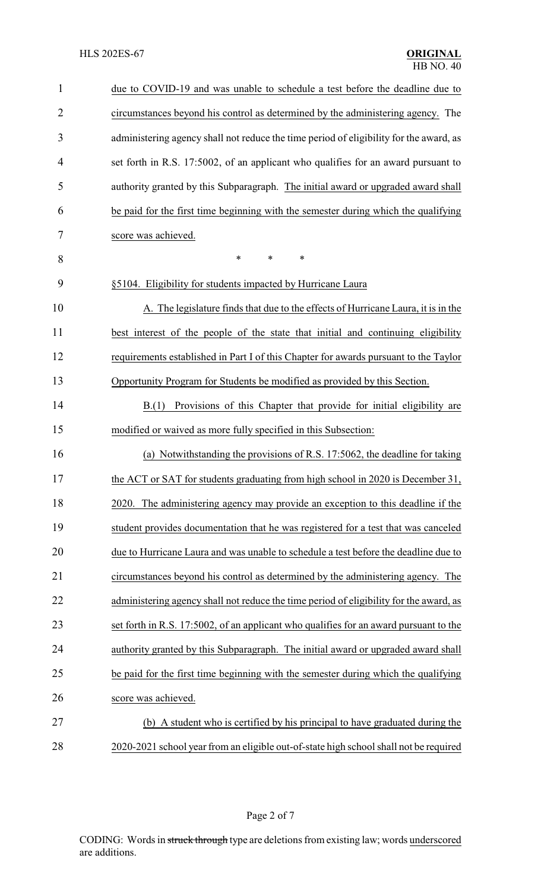due to COVID-19 and was unable to schedule a test before the deadline due to circumstances beyond his control as determined by the administering agency. The administering agency shall not reduce the time period of eligibility for the award, as set forth in R.S. 17:5002, of an applicant who qualifies for an award pursuant to authority granted by this Subparagraph. The initial award or upgraded award shall be paid for the first time beginning with the semester during which the qualifying score was achieved.

\* \* \*

§5104. Eligibility for students impacted by Hurricane Laura

A. The legislature finds that due to the effects of Hurricane Laura, it is in the best interest of the people of the state that initial and continuing eligibility requirements established in Part I of this Chapter for awards pursuant to the Taylor Opportunity Program for Students be modified as provided by this Section.

B.(1) Provisions of this Chapter that provide for initial eligibility are modified or waived as more fully specified in this Subsection:

(a) Notwithstanding the provisions of R.S. 17:5062, the deadline for taking the ACT or SAT for students graduating from high school in 2020 is December 31, 2020. The administering agency may provide an exception to this deadline if the student provides documentation that he was registered for a test that was canceled due to Hurricane Laura and was unable to schedule a test before the deadline due to circumstances beyond his control as determined by the administering agency. The administering agency shall not reduce the time period of eligibility for the award, as set forth in R.S. 17:5002, of an applicant who qualifies for an award pursuant to the authority granted by this Subparagraph. The initial award or upgraded award shall be paid for the first time beginning with the semester during which the qualifying score was achieved.

(b) A student who is certified by his principal to have graduated during the 2020-2021 school year from an eligible out-of-state high school shall not be required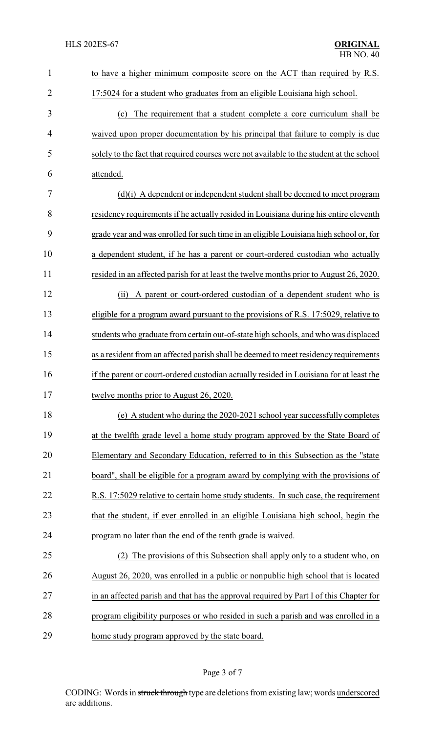to have a higher minimum composite score on the ACT than required by R.S. 17:5024 for a student who graduates from an eligible Louisiana high school.

(c) The requirement that a student complete a core curriculum shall be waived upon proper documentation by his principal that failure to comply is due solely to the fact that required courses were not available to the student at the school attended.

(d)(i) A dependent or independent student shall be deemed to meet program residency requirements if he actually resided in Louisiana during his entire eleventh grade year and was enrolled for such time in an eligible Louisiana high school or, for a dependent student, if he has a parent or court-ordered custodian who actually resided in an affected parish for at least the twelve months prior to August 26, 2020.

(ii) A parent or court-ordered custodian of a dependent student who is eligible for a program award pursuant to the provisions of R.S. 17:5029, relative to students who graduate from certain out-of-state high schools, and who was displaced as a resident from an affected parish shall be deemed to meet residency requirements if the parent or court-ordered custodian actually resided in Louisiana for at least the twelve months prior to August 26, 2020.

(e) A student who during the 2020-2021 school year successfully completes at the twelfth grade level a home study program approved by the State Board of Elementary and Secondary Education, referred to in this Subsection as the "state board", shall be eligible for a program award by complying with the provisions of R.S. 17:5029 relative to certain home study students. In such case, the requirement that the student, if ever enrolled in an eligible Louisiana high school, begin the program no later than the end of the tenth grade is waived.

(2) The provisions of this Subsection shall apply only to a student who, on August 26, 2020, was enrolled in a public or nonpublic high school that is located in an affected parish and that has the approval required by Part I of this Chapter for program eligibility purposes or who resided in such a parish and was enrolled in a home study program approved by the state board.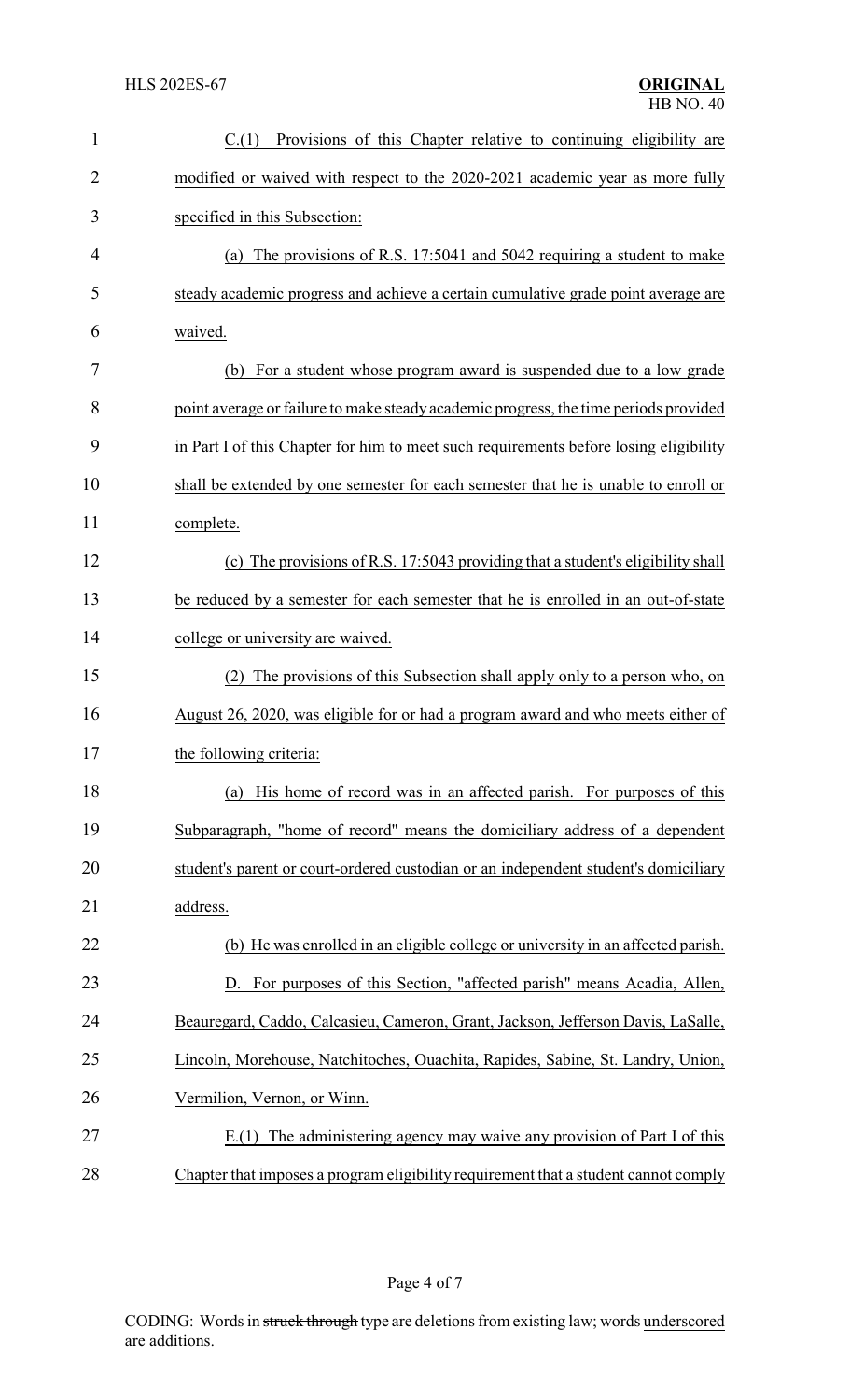C.(1) Provisions of this Chapter relative to continuing eligibility are modified or waived with respect to the 2020-2021 academic year as more fully specified in this Subsection:

(a) The provisions of R.S. 17:5041 and 5042 requiring a student to make steady academic progress and achieve a certain cumulative grade point average are waived.

(b) For a student whose program award is suspended due to a low grade point average or failure to make steady academic progress, the time periods provided in Part I of this Chapter for him to meet such requirements before losing eligibility shall be extended by one semester for each semester that he is unable to enroll or complete.

(c) The provisions of R.S. 17:5043 providing that a student's eligibility shall be reduced by a semester for each semester that he is enrolled in an out-of-state college or university are waived.

(2) The provisions of this Subsection shall apply only to a person who, on August 26, 2020, was eligible for or had a program award and who meets either of the following criteria:

(a) His home of record was in an affected parish. For purposes of this Subparagraph, "home of record" means the domiciliary address of a dependent student's parent or court-ordered custodian or an independent student's domiciliary address.

(b) He was enrolled in an eligible college or university in an affected parish.

D. For purposes of this Section, "affected parish" means Acadia, Allen, Beauregard, Caddo, Calcasieu, Cameron, Grant, Jackson, Jefferson Davis, LaSalle, Lincoln, Morehouse, Natchitoches, Ouachita, Rapides, Sabine, St. Landry, Union, Vermilion, Vernon, or Winn.

E.(1) The administering agency may waive any provision of Part I of this Chapter that imposes a program eligibility requirement that a student cannot comply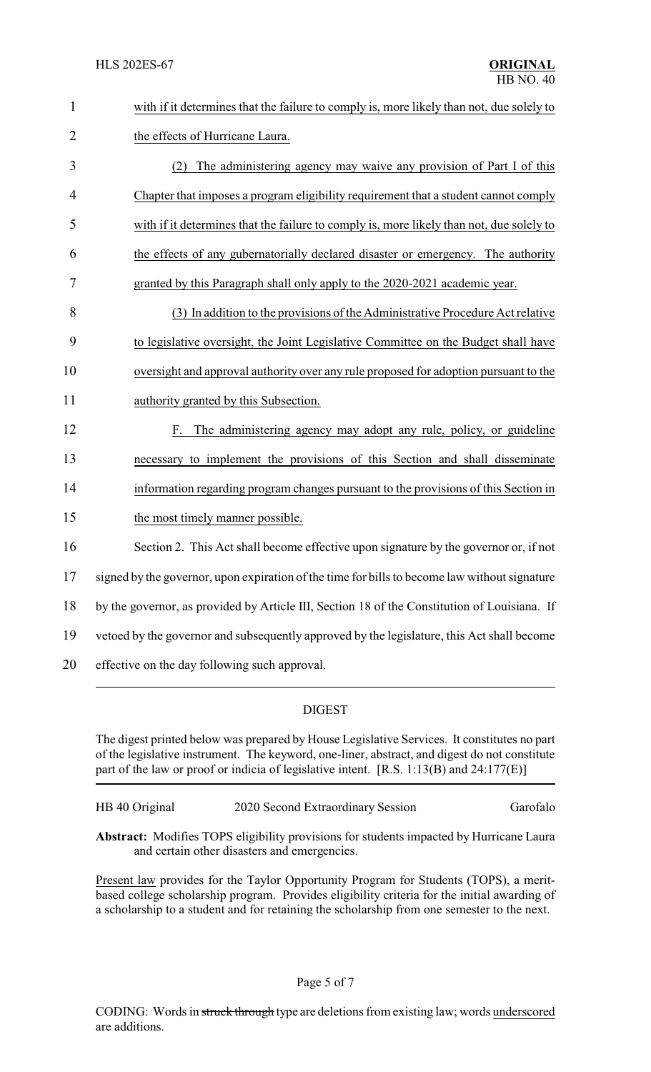with if it determines that the failure to comply is, more likely than not, due solely to the effects of Hurricane Laura.

(2) The administering agency may waive any provision of Part I of this Chapter that imposes a program eligibility requirement that a student cannot comply with if it determines that the failure to comply is, more likely than not, due solely to the effects of any gubernatorially declared disaster or emergency. The authority granted by this Paragraph shall only apply to the 2020-2021 academic year.

(3) In addition to the provisions of the Administrative Procedure Act relative to legislative oversight, the Joint Legislative Committee on the Budget shall have oversight and approval authority over any rule proposed for adoption pursuant to the authority granted by this Subsection.

F. The administering agency may adopt any rule, policy, or guideline necessary to implement the provisions of this Section and shall disseminate information regarding program changes pursuant to the provisions of this Section in the most timely manner possible.

Section 2. This Act shall become effective upon signature by the governor or, if not signed by the governor, upon expiration of the time for bills to become law without signature by the governor, as provided by Article III, Section 18 of the Constitution of Louisiana. If vetoed by the governor and subsequently approved by the legislature, this Act shall become effective on the day following such approval.

## DIGEST

The digest printed below was prepared by House Legislative Services. It constitutes no part of the legislative instrument. The keyword, one-liner, abstract, and digest do not constitute part of the law or proof or indicia of legislative intent. [R.S. 1:13(B) and 24:177(E)]

HB 40 Original | 2020 Second Extraordinary Session | Garofalo

**Abstract:** Modifies TOPS eligibility provisions for students impacted by Hurricane Laura and certain other disasters and emergencies.

Present law provides for the Taylor Opportunity Program for Students (TOPS), a merit-based college scholarship program. Provides eligibility criteria for the initial awarding of a scholarship to a student and for retaining the scholarship from one semester to the next.

CODING: Words in ~~struck through~~ type are deletions from existing law; words underscored are additions.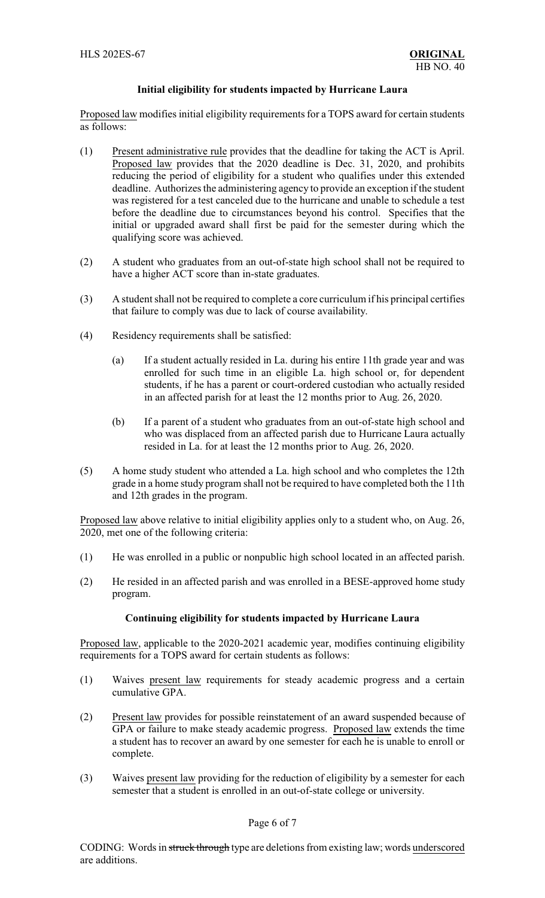**Initial eligibility for students impacted by Hurricane Laura**

Proposed law modifies initial eligibility requirements for a TOPS award for certain students as follows:

(1) Present administrative rule provides that the deadline for taking the ACT is April. Proposed law provides that the 2020 deadline is Dec. 31, 2020, and prohibits reducing the period of eligibility for a student who qualifies under this extended deadline. Authorizes the administering agency to provide an exception if the student was registered for a test canceled due to the hurricane and unable to schedule a test before the deadline due to circumstances beyond his control. Specifies that the initial or upgraded award shall first be paid for the semester during which the qualifying score was achieved.

(2) A student who graduates from an out-of-state high school shall not be required to have a higher ACT score than in-state graduates.

(3) A student shall not be required to complete a core curriculum if his principal certifies that failure to comply was due to lack of course availability.

(4) Residency requirements shall be satisfied:

  (a) If a student actually resided in La. during his entire 11th grade year and was enrolled for such time in an eligible La. high school or, for dependent students, if he has a parent or court-ordered custodian who actually resided in an affected parish for at least the 12 months prior to Aug. 26, 2020.

  (b) If a parent of a student who graduates from an out-of-state high school and who was displaced from an affected parish due to Hurricane Laura actually resided in La. for at least the 12 months prior to Aug. 26, 2020.

(5) A home study student who attended a La. high school and who completes the 12th grade in a home study program shall not be required to have completed both the 11th and 12th grades in the program.

Proposed law above relative to initial eligibility applies only to a student who, on Aug. 26, 2020, met one of the following criteria:

(1) He was enrolled in a public or nonpublic high school located in an affected parish.

(2) He resided in an affected parish and was enrolled in a BESE-approved home study program.

**Continuing eligibility for students impacted by Hurricane Laura**

Proposed law, applicable to the 2020-2021 academic year, modifies continuing eligibility requirements for a TOPS award for certain students as follows:

(1) Waives present law requirements for steady academic progress and a certain cumulative GPA.

(2) Present law provides for possible reinstatement of an award suspended because of GPA or failure to make steady academic progress. Proposed law extends the time a student has to recover an award by one semester for each he is unable to enroll or complete.

(3) Waives present law providing for the reduction of eligibility by a semester for each semester that a student is enrolled in an out-of-state college or university.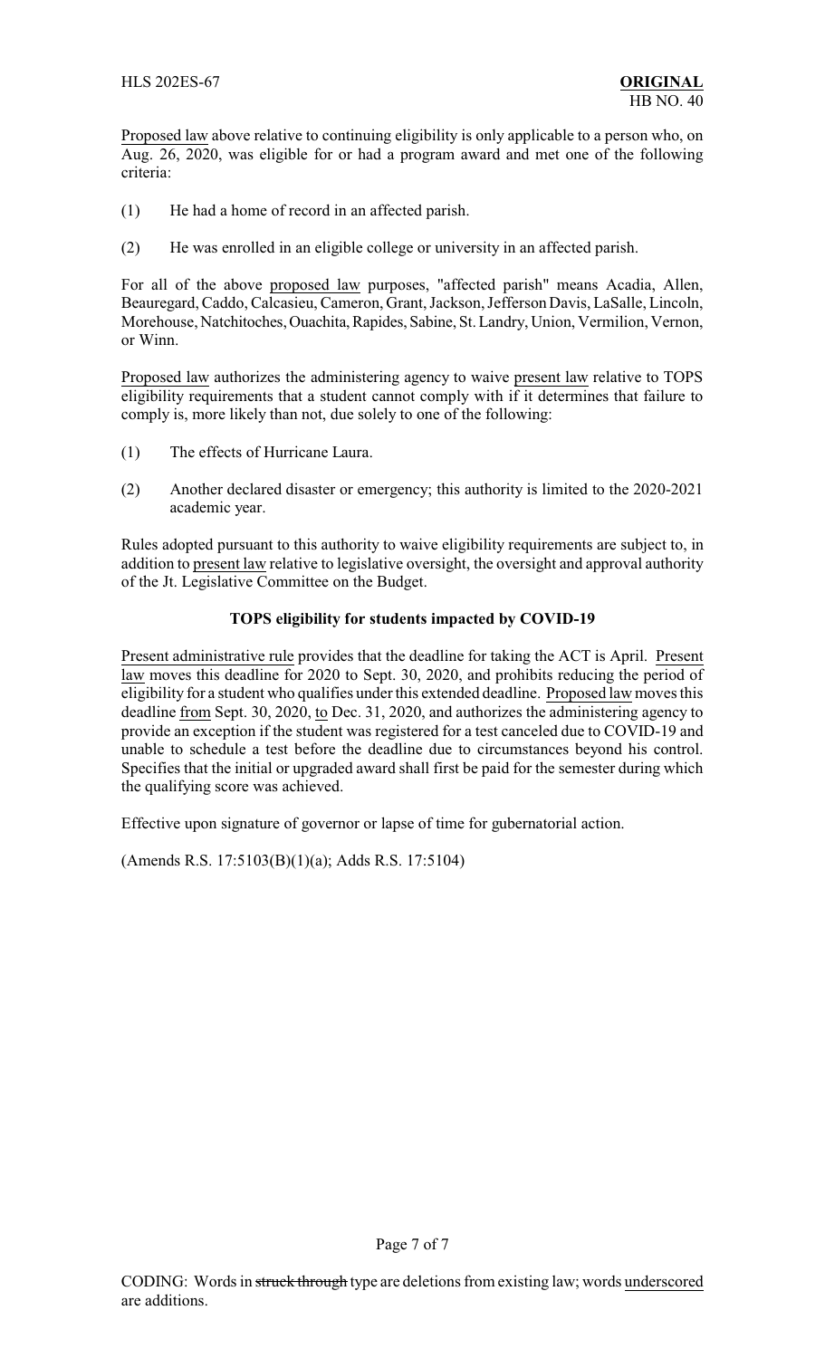Proposed law above relative to continuing eligibility is only applicable to a person who, on Aug. 26, 2020, was eligible for or had a program award and met one of the following criteria:

(1) He had a home of record in an affected parish.

(2) He was enrolled in an eligible college or university in an affected parish.

For all of the above proposed law purposes, "affected parish" means Acadia, Allen, Beauregard, Caddo, Calcasieu, Cameron, Grant, Jackson, Jefferson Davis, LaSalle, Lincoln, Morehouse, Natchitoches, Ouachita, Rapides, Sabine, St. Landry, Union, Vermilion, Vernon, or Winn.

Proposed law authorizes the administering agency to waive present law relative to TOPS eligibility requirements that a student cannot comply with if it determines that failure to comply is, more likely than not, due solely to one of the following:

(1) The effects of Hurricane Laura.

(2) Another declared disaster or emergency; this authority is limited to the 2020-2021 academic year.

Rules adopted pursuant to this authority to waive eligibility requirements are subject to, in addition to present law relative to legislative oversight, the oversight and approval authority of the Jt. Legislative Committee on the Budget.

**TOPS eligibility for students impacted by COVID-19**

Present administrative rule provides that the deadline for taking the ACT is April. Present law moves this deadline for 2020 to Sept. 30, 2020, and prohibits reducing the period of eligibility for a student who qualifies under this extended deadline. Proposed law moves this deadline from Sept. 30, 2020, to Dec. 31, 2020, and authorizes the administering agency to provide an exception if the student was registered for a test canceled due to COVID-19 and unable to schedule a test before the deadline due to circumstances beyond his control. Specifies that the initial or upgraded award shall first be paid for the semester during which the qualifying score was achieved.

Effective upon signature of governor or lapse of time for gubernatorial action.

(Amends R.S. 17:5103(B)(1)(a); Adds R.S. 17:5104)

CODING: Words in ~~struck through~~ type are deletions from existing law; words underscored are additions.